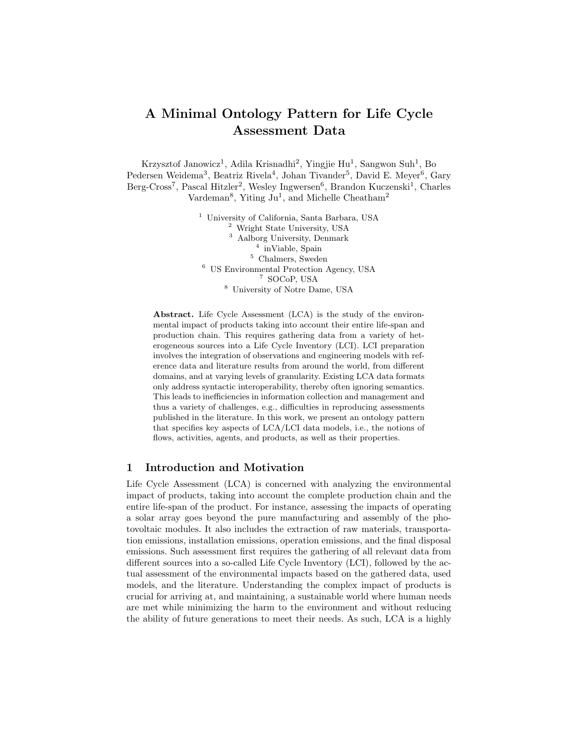# A Minimal Ontology Pattern for Life Cycle Assessment Data

Krzysztof Janowicz[1], Adila Krisnadhi[2], Yingjie Hu[1], Sangwon Suh[1], Bo Pedersen Weidema[3], Beatriz Rivela[4], Johan Tivander[5], David E. Meyer[6], Gary Berg-Cross[7], Pascal Hitzler[2], Wesley Ingwersen[6], Brandon Kuczenski[1], Charles Vardeman[8], Yiting Ju[1], and Michelle Cheatham[2]

[1] University of California, Santa Barbara, USA
[2] Wright State University, USA
[3] Aalborg University, Denmark
[4] inViable, Spain
[5] Chalmers, Sweden
[6] US Environmental Protection Agency, USA
[7] SOCoP, USA
[8] University of Notre Dame, USA

**Abstract.** Life Cycle Assessment (LCA) is the study of the environmental impact of products taking into account their entire life-span and production chain. This requires gathering data from a variety of heterogeneous sources into a Life Cycle Inventory (LCI). LCI preparation involves the integration of observations and engineering models with reference data and literature results from around the world, from different domains, and at varying levels of granularity. Existing LCA data formats only address syntactic interoperability, thereby often ignoring semantics. This leads to inefficiencies in information collection and management and thus a variety of challenges, e.g., difficulties in reproducing assessments published in the literature. In this work, we present an ontology pattern that specifies key aspects of LCA/LCI data models, i.e., the notions of flows, activities, agents, and products, as well as their properties.

## 1 Introduction and Motivation

Life Cycle Assessment (LCA) is concerned with analyzing the environmental impact of products, taking into account the complete production chain and the entire life-span of the product. For instance, assessing the impacts of operating a solar array goes beyond the pure manufacturing and assembly of the photovoltaic modules. It also includes the extraction of raw materials, transportation emissions, installation emissions, operation emissions, and the final disposal emissions. Such assessment first requires the gathering of all relevant data from different sources into a so-called Life Cycle Inventory (LCI), followed by the actual assessment of the environmental impacts based on the gathered data, used models, and the literature. Understanding the complex impact of products is crucial for arriving at, and maintaining, a sustainable world where human needs are met while minimizing the harm to the environment and without reducing the ability of future generations to meet their needs. As such, LCA is a highly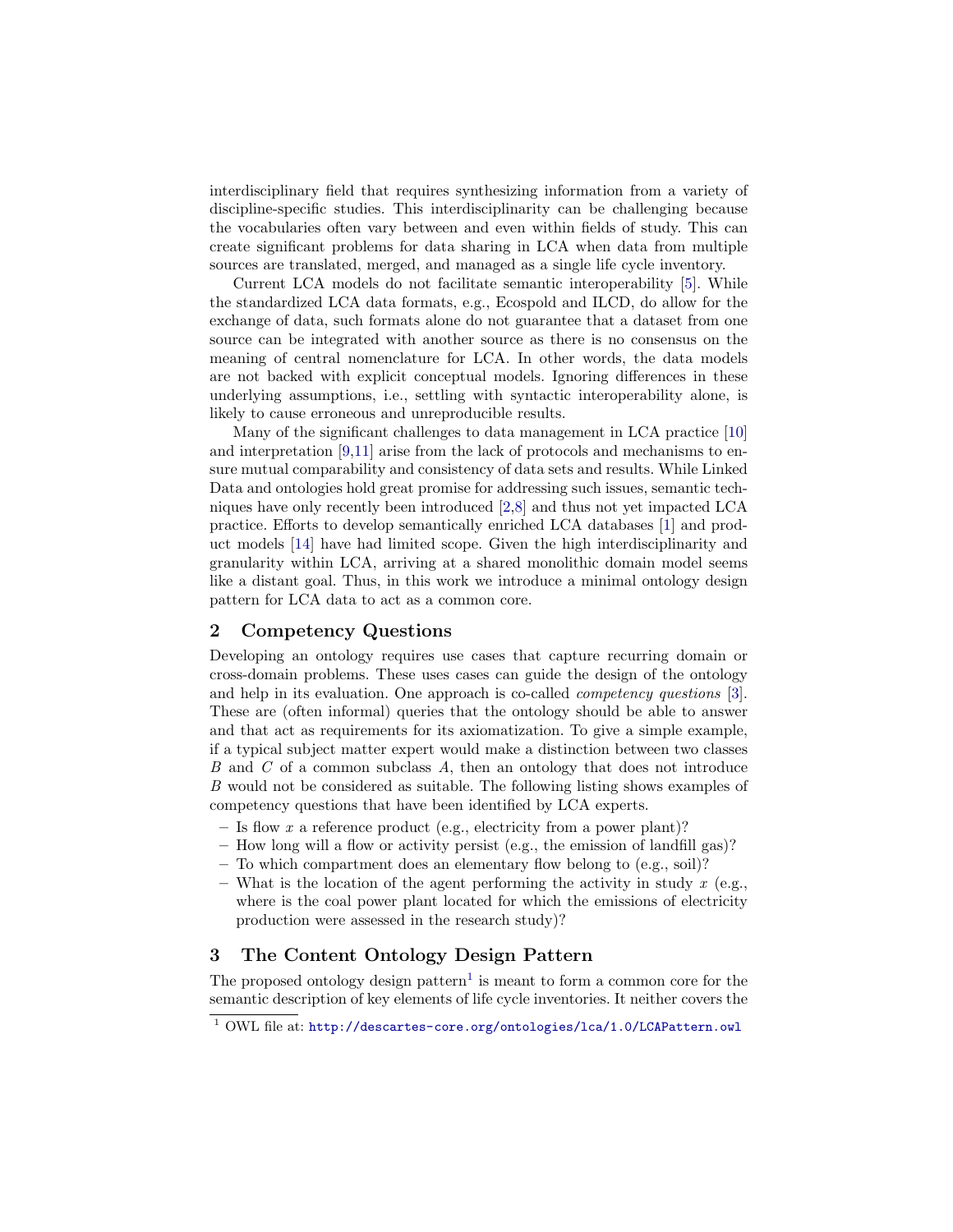interdisciplinary field that requires synthesizing information from a variety of discipline-specific studies. This interdisciplinarity can be challenging because the vocabularies often vary between and even within fields of study. This can create significant problems for data sharing in LCA when data from multiple sources are translated, merged, and managed as a single life cycle inventory.

Current LCA models do not facilitate semantic interoperability [5]. While the standardized LCA data formats, e.g., Ecospold and ILCD, do allow for the exchange of data, such formats alone do not guarantee that a dataset from one source can be integrated with another source as there is no consensus on the meaning of central nomenclature for LCA. In other words, the data models are not backed with explicit conceptual models. Ignoring differences in these underlying assumptions, i.e., settling with syntactic interoperability alone, is likely to cause erroneous and unreproducible results.

Many of the significant challenges to data management in LCA practice [10] and interpretation [9,11] arise from the lack of protocols and mechanisms to ensure mutual comparability and consistency of data sets and results. While Linked Data and ontologies hold great promise for addressing such issues, semantic techniques have only recently been introduced [2,8] and thus not yet impacted LCA practice. Efforts to develop semantically enriched LCA databases [1] and product models [14] have had limited scope. Given the high interdisciplinarity and granularity within LCA, arriving at a shared monolithic domain model seems like a distant goal. Thus, in this work we introduce a minimal ontology design pattern for LCA data to act as a common core.

## 2 Competency Questions

Developing an ontology requires use cases that capture recurring domain or cross-domain problems. These uses cases can guide the design of the ontology and help in its evaluation. One approach is co-called *competency questions* [3]. These are (often informal) queries that the ontology should be able to answer and that act as requirements for its axiomatization. To give a simple example, if a typical subject matter expert would make a distinction between two classes $B$ and $C$ of a common subclass $A$, then an ontology that does not introduce $B$ would not be considered as suitable. The following listing shows examples of competency questions that have been identified by LCA experts.

- Is flow $x$ a reference product (e.g., electricity from a power plant)?
- How long will a flow or activity persist (e.g., the emission of landfill gas)?
- To which compartment does an elementary flow belong to (e.g., soil)?
- What is the location of the agent performing the activity in study $x$ (e.g., where is the coal power plant located for which the emissions of electricity production were assessed in the research study)?

## 3 The Content Ontology Design Pattern

The proposed ontology design pattern[1] is meant to form a common core for the semantic description of key elements of life cycle inventories. It neither covers the

[1] OWL file at: http://descartes-core.org/ontologies/lca/1.0/LCAPattern.owl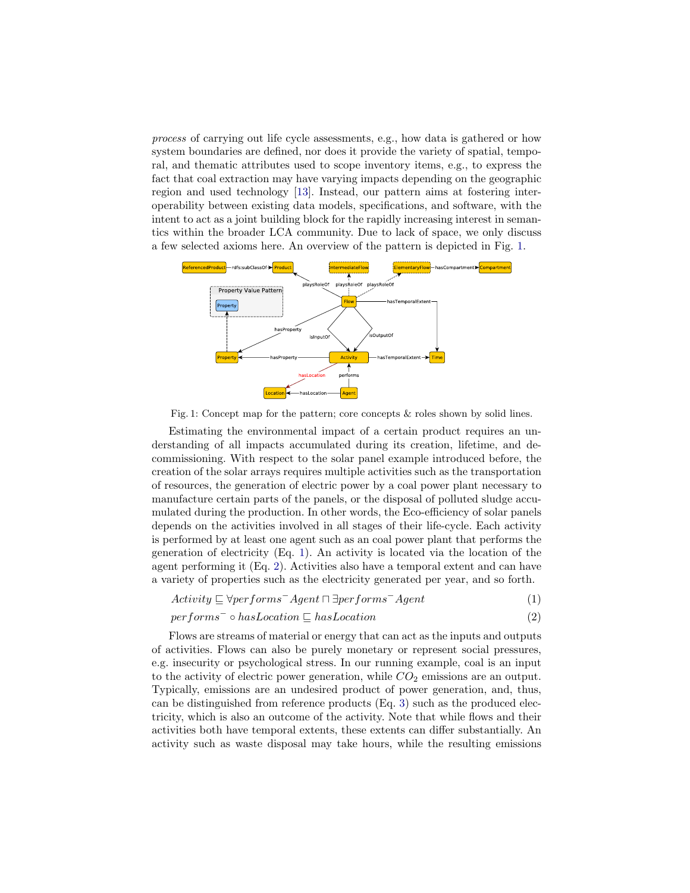*process* of carrying out life cycle assessments, e.g., how data is gathered or how system boundaries are defined, nor does it provide the variety of spatial, temporal, and thematic attributes used to scope inventory items, e.g., to express the fact that coal extraction may have varying impacts depending on the geographic region and used technology [13]. Instead, our pattern aims at fostering interoperability between existing data models, specifications, and software, with the intent to act as a joint building block for the rapidly increasing interest in semantics within the broader LCA community. Due to lack of space, we only discuss a few selected axioms here. An overview of the pattern is depicted in Fig. 1.

Fig. 1: Concept map for the pattern; core concepts & roles shown by solid lines.

Estimating the environmental impact of a certain product requires an understanding of all impacts accumulated during its creation, lifetime, and decommissioning. With respect to the solar panel example introduced before, the creation of the solar arrays requires multiple activities such as the transportation of resources, the generation of electric power by a coal power plant necessary to manufacture certain parts of the panels, or the disposal of polluted sludge accumulated during the production. In other words, the Eco-efficiency of solar panels depends on the activities involved in all stages of their life-cycle. Each activity is performed by at least one agent such as an coal power plant that performs the generation of electricity (Eq. 1). An activity is located via the location of the agent performing it (Eq. 2). Activities also have a temporal extent and can have a variety of properties such as the electricity generated per year, and so forth.

$$Activity \sqsubseteq \forall performs^{-} Agent \sqcap \exists performs^{-} Agent \quad (1)$$

$$performs^{-} \circ hasLocation \sqsubseteq hasLocation \quad (2)$$

Flows are streams of material or energy that can act as the inputs and outputs of activities. Flows can also be purely monetary or represent social pressures, e.g. insecurity or psychological stress. In our running example, coal is an input to the activity of electric power generation, while $CO_2$ emissions are an output. Typically, emissions are an undesired product of power generation, and, thus, can be distinguished from reference products (Eq. 3) such as the produced electricity, which is also an outcome of the activity. Note that while flows and their activities both have temporal extents, these extents can differ substantially. An activity such as waste disposal may take hours, while the resulting emissions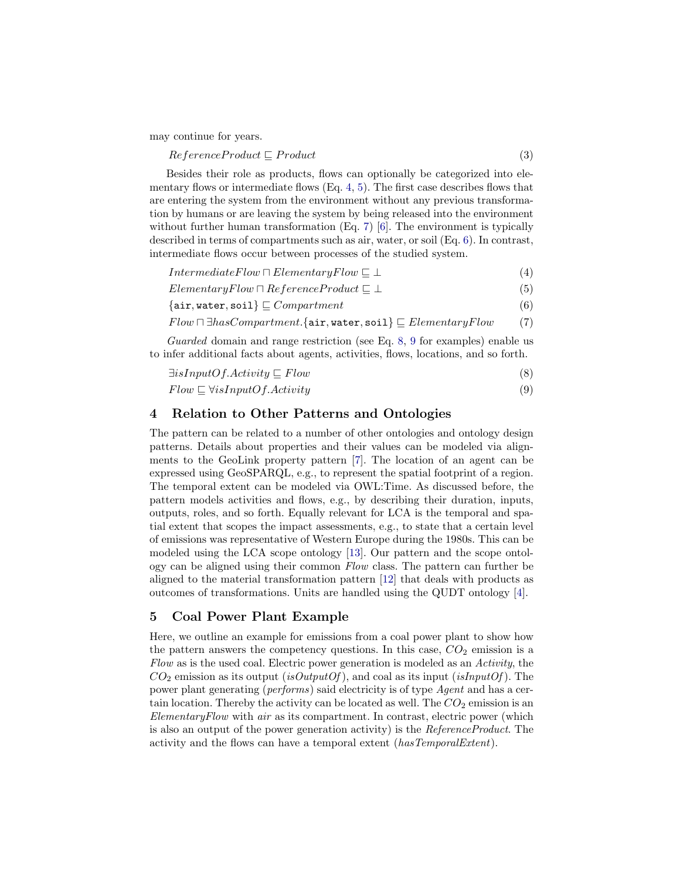may continue for years.

$$ReferenceProduct \sqsubseteq Product \tag{3}$$

Besides their role as products, flows can optionally be categorized into elementary flows or intermediate flows (Eq. 4, 5). The first case describes flows that are entering the system from the environment without any previous transformation by humans or are leaving the system by being released into the environment without further human transformation (Eq. 7) [6]. The environment is typically described in terms of compartments such as air, water, or soil (Eq. 6). In contrast, intermediate flows occur between processes of the studied system.

$$IntermediateFlow \sqcap ElementaryFlow \sqsubseteq \bot \tag{4}$$

$$ElementaryFlow \sqcap ReferenceProduct \sqsubseteq \bot \tag{5}$$

$$\{\texttt{air}, \texttt{water}, \texttt{soil}\} \sqsubseteq Compartment \tag{6}$$

$$Flow \sqcap \exists hasCompartment.\{\texttt{air}, \texttt{water}, \texttt{soil}\} \sqsubseteq ElementaryFlow \tag{7}$$

*Guarded* domain and range restriction (see Eq. 8, 9 for examples) enable us to infer additional facts about agents, activities, flows, locations, and so forth.

$$\exists isInputOf.Activity \sqsubseteq Flow \tag{8}$$

$$Flow \sqsubseteq \forall isInputOf.Activity \tag{9}$$

## 4 Relation to Other Patterns and Ontologies

The pattern can be related to a number of other ontologies and ontology design patterns. Details about properties and their values can be modeled via alignments to the GeoLink property pattern [7]. The location of an agent can be expressed using GeoSPARQL, e.g., to represent the spatial footprint of a region. The temporal extent can be modeled via OWL:Time. As discussed before, the pattern models activities and flows, e.g., by describing their duration, inputs, outputs, roles, and so forth. Equally relevant for LCA is the temporal and spatial extent that scopes the impact assessments, e.g., to state that a certain level of emissions was representative of Western Europe during the 1980s. This can be modeled using the LCA scope ontology [13]. Our pattern and the scope ontology can be aligned using their common *Flow* class. The pattern can further be aligned to the material transformation pattern [12] that deals with products as outcomes of transformations. Units are handled using the QUDT ontology [4].

## 5 Coal Power Plant Example

Here, we outline an example for emissions from a coal power plant to show how the pattern answers the competency questions. In this case, $CO_2$ emission is a *Flow* as is the used coal. Electric power generation is modeled as an *Activity*, the $CO_2$ emission as its output (*isOutputOf*), and coal as its input (*isInputOf*). The power plant generating (*performs*) said electricity is of type *Agent* and has a certain location. Thereby the activity can be located as well. The $CO_2$ emission is an *ElementaryFlow* with *air* as its compartment. In contrast, electric power (which is also an output of the power generation activity) is the *ReferenceProduct*. The activity and the flows can have a temporal extent (*hasTemporalExtent*).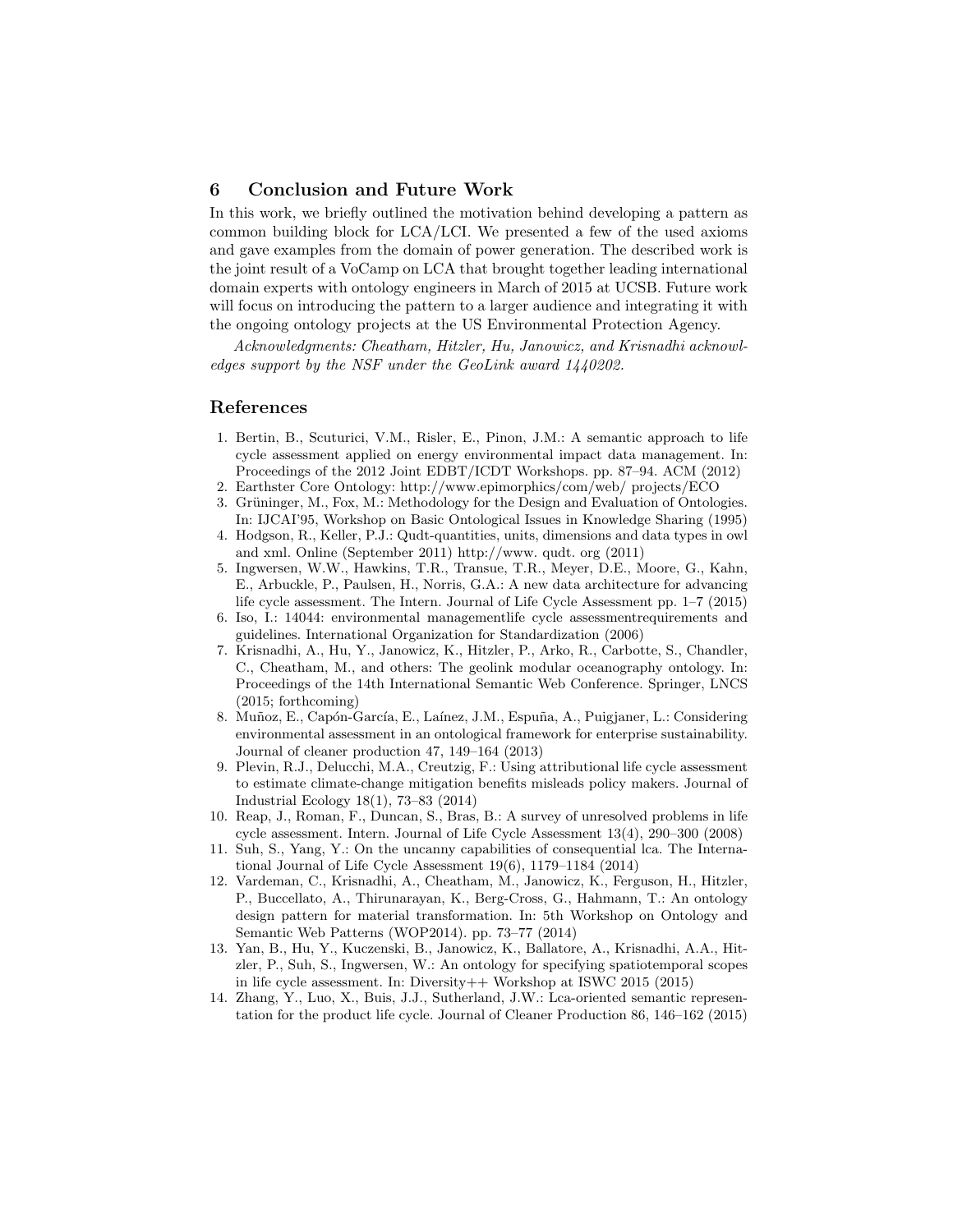## 6 Conclusion and Future Work

In this work, we briefly outlined the motivation behind developing a pattern as common building block for LCA/LCI. We presented a few of the used axioms and gave examples from the domain of power generation. The described work is the joint result of a VoCamp on LCA that brought together leading international domain experts with ontology engineers in March of 2015 at UCSB. Future work will focus on introducing the pattern to a larger audience and integrating it with the ongoing ontology projects at the US Environmental Protection Agency.

*Acknowledgments: Cheatham, Hitzler, Hu, Janowicz, and Krisnadhi acknowledges support by the NSF under the GeoLink award 1440202.*

## References

1. Bertin, B., Scuturici, V.M., Risler, E., Pinon, J.M.: A semantic approach to life cycle assessment applied on energy environmental impact data management. In: Proceedings of the 2012 Joint EDBT/ICDT Workshops. pp. 87–94. ACM (2012)
2. Earthster Core Ontology: http://www.epimorphics/com/web/ projects/ECO
3. Grüninger, M., Fox, M.: Methodology for the Design and Evaluation of Ontologies. In: IJCAI'95, Workshop on Basic Ontological Issues in Knowledge Sharing (1995)
4. Hodgson, R., Keller, P.J.: Qudt-quantities, units, dimensions and data types in owl and xml. Online (September 2011) http://www. qudt. org (2011)
5. Ingwersen, W.W., Hawkins, T.R., Transue, T.R., Meyer, D.E., Moore, G., Kahn, E., Arbuckle, P., Paulsen, H., Norris, G.A.: A new data architecture for advancing life cycle assessment. The Intern. Journal of Life Cycle Assessment pp. 1–7 (2015)
6. Iso, I.: 14044: environmental managementlife cycle assessmentrequirements and guidelines. International Organization for Standardization (2006)
7. Krisnadhi, A., Hu, Y., Janowicz, K., Hitzler, P., Arko, R., Carbotte, S., Chandler, C., Cheatham, M., and others: The geolink modular oceanography ontology. In: Proceedings of the 14th International Semantic Web Conference. Springer, LNCS (2015; forthcoming)
8. Muñoz, E., Capón-García, E., Laínez, J.M., Espuña, A., Puigjaner, L.: Considering environmental assessment in an ontological framework for enterprise sustainability. Journal of cleaner production 47, 149–164 (2013)
9. Plevin, R.J., Delucchi, M.A., Creutzig, F.: Using attributional life cycle assessment to estimate climate-change mitigation benefits misleads policy makers. Journal of Industrial Ecology 18(1), 73–83 (2014)
10. Reap, J., Roman, F., Duncan, S., Bras, B.: A survey of unresolved problems in life cycle assessment. Intern. Journal of Life Cycle Assessment 13(4), 290–300 (2008)
11. Suh, S., Yang, Y.: On the uncanny capabilities of consequential lca. The International Journal of Life Cycle Assessment 19(6), 1179–1184 (2014)
12. Vardeman, C., Krisnadhi, A., Cheatham, M., Janowicz, K., Ferguson, H., Hitzler, P., Buccellato, A., Thirunarayan, K., Berg-Cross, G., Hahmann, T.: An ontology design pattern for material transformation. In: 5th Workshop on Ontology and Semantic Web Patterns (WOP2014). pp. 73–77 (2014)
13. Yan, B., Hu, Y., Kuczenski, B., Janowicz, K., Ballatore, A., Krisnadhi, A.A., Hitzler, P., Suh, S., Ingwersen, W.: An ontology for specifying spatiotemporal scopes in life cycle assessment. In: Diversity++ Workshop at ISWC 2015 (2015)
14. Zhang, Y., Luo, X., Buis, J.J., Sutherland, J.W.: Lca-oriented semantic representation for the product life cycle. Journal of Cleaner Production 86, 146–162 (2015)